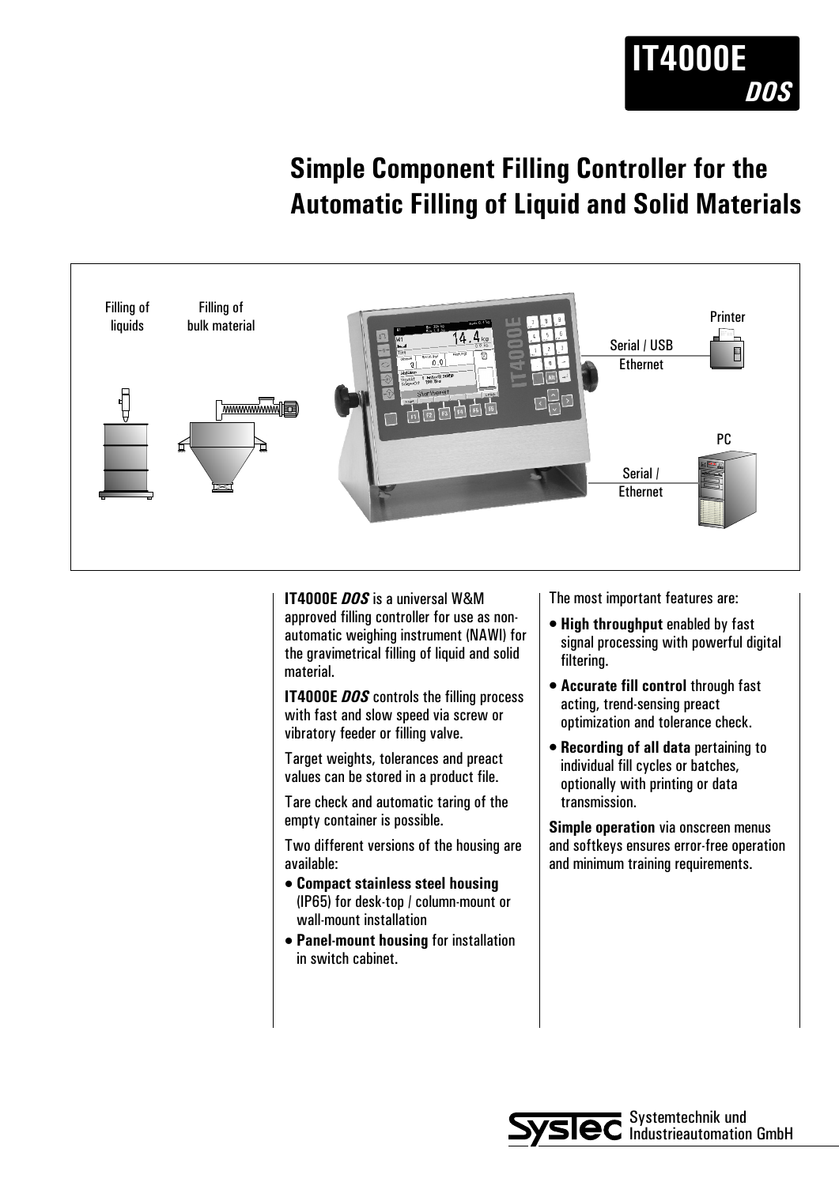# IT4000E *DOS*

## Simple Component Filling Controller for the Automatic Filling of Liquid and Solid Materials

Filling of liquids

Filling of bulk material

Printer

Serial / USB
Ethernet

PC

Serial /
Ethernet

**IT4000E *DOS*** is a universal W&M approved filling controller for use as non-automatic weighing instrument (NAWI) for the gravimetrical filling of liquid and solid material.

**IT4000E *DOS*** controls the filling process with fast and slow speed via screw or vibratory feeder or filling valve.

Target weights, tolerances and preact values can be stored in a product file.

Tare check and automatic taring of the empty container is possible.

Two different versions of the housing are available:

- **Compact stainless steel housing** (IP65) for desk-top / column-mount or wall-mount installation
- **Panel-mount housing** for installation in switch cabinet.

The most important features are:

- **High throughput** enabled by fast signal processing with powerful digital filtering.
- **Accurate fill control** through fast acting, trend-sensing preact optimization and tolerance check.
- **Recording of all data** pertaining to individual fill cycles or batches, optionally with printing or data transmission.

**Simple operation** via onscreen menus and softkeys ensures error-free operation and minimum training requirements.

SysTec Systemtechnik und Industrieautomation GmbH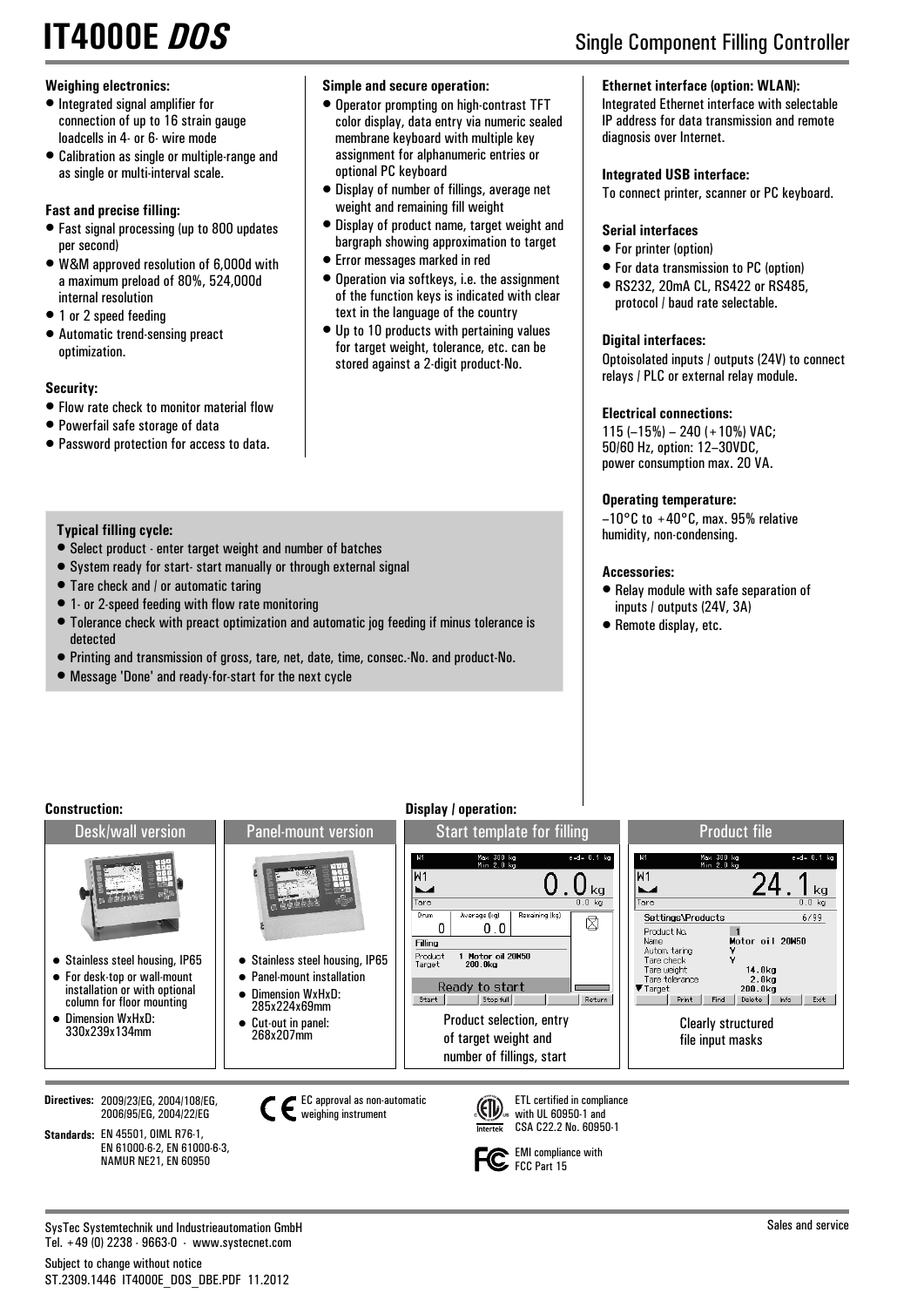# IT4000E *DOS*

## Single Component Filling Controller

### Weighing electronics:

- Integrated signal amplifier for connection of up to 16 strain gauge loadcells in 4- or 6- wire mode
- Calibration as single or multiple-range and as single or multi-interval scale.

### Fast and precise filling:

- Fast signal processing (up to 800 updates per second)
- W&M approved resolution of 6,000d with a maximum preload of 80%, 524,000d internal resolution
- 1 or 2 speed feeding
- Automatic trend-sensing preact optimization.

### Security:

- Flow rate check to monitor material flow
- Powerfail safe storage of data
- Password protection for access to data.

### Simple and secure operation:

- Operator prompting on high-contrast TFT color display, data entry via numeric sealed membrane keyboard with multiple key assignment for alphanumeric entries or optional PC keyboard
- Display of number of fillings, average net weight and remaining fill weight
- Display of product name, target weight and bargraph showing approximation to target
- Error messages marked in red
- Operation via softkeys, i.e. the assignment of the function keys is indicated with clear text in the language of the country
- Up to 10 products with pertaining values for target weight, tolerance, etc. can be stored against a 2-digit product-No.

### Ethernet interface (option: WLAN):

Integrated Ethernet interface with selectable IP address for data transmission and remote diagnosis over Internet.

### Integrated USB interface:

To connect printer, scanner or PC keyboard.

### Serial interfaces

- For printer (option)
- For data transmission to PC (option)
- RS232, 20mA CL, RS422 or RS485, protocol / baud rate selectable.

### Digital interfaces:

Optoisolated inputs / outputs (24V) to connect relays / PLC or external relay module.

### Electrical connections:

115 (–15%) – 240 (+10%) VAC; 50/60 Hz, option: 12–30VDC, power consumption max. 20 VA.

### Operating temperature:

–10°C to +40°C, max. 95% relative humidity, non-condensing.

### Accessories:

- Relay module with safe separation of inputs / outputs (24V, 3A)
- Remote display, etc.

### Typical filling cycle:

- Select product - enter target weight and number of batches
- System ready for start- start manually or through external signal
- Tare check and / or automatic taring
- 1- or 2-speed feeding with flow rate monitoring
- Tolerance check with preact optimization and automatic jog feeding if minus tolerance is detected
- Printing and transmission of gross, tare, net, date, time, consec.-No. and product-No.
- Message 'Done' and ready-for-start for the next cycle

### Construction:

**Desk/wall version**

- Stainless steel housing, IP65
- For desk-top or wall-mount installation or with optional column for floor mounting
- Dimension WxHxD: 330x239x134mm

**Panel-mount version**

- Stainless steel housing, IP65
- Panel-mount installation
- Dimension WxHxD: 285x224x69mm
- Cut-out in panel: 268x207mm

### Display / operation:

**Start template for filling**

Product selection, entry of target weight and number of fillings, start

**Product file**

Clearly structured file input masks

**Directives:** 2009/23/EG, 2004/108/EG, 2006/95/EG, 2004/22/EG

**Standards:** EN 45501, OIML R76-1, EN 61000-6-2, EN 61000-6-3, NAMUR NE21, EN 60950

EC approval as non-automatic weighing instrument

ETL certified in compliance with UL 60950-1 and CSA C22.2 No. 60950-1

EMI compliance with FCC Part 15

SysTec Systemtechnik und Industrieautomation GmbH
Tel. +49 (0) 2238 · 9663-0 · www.systecnet.com

Subject to change without notice
ST.2309.1446 IT4000E_DOS_DBE.PDF 11.2012

Sales and service